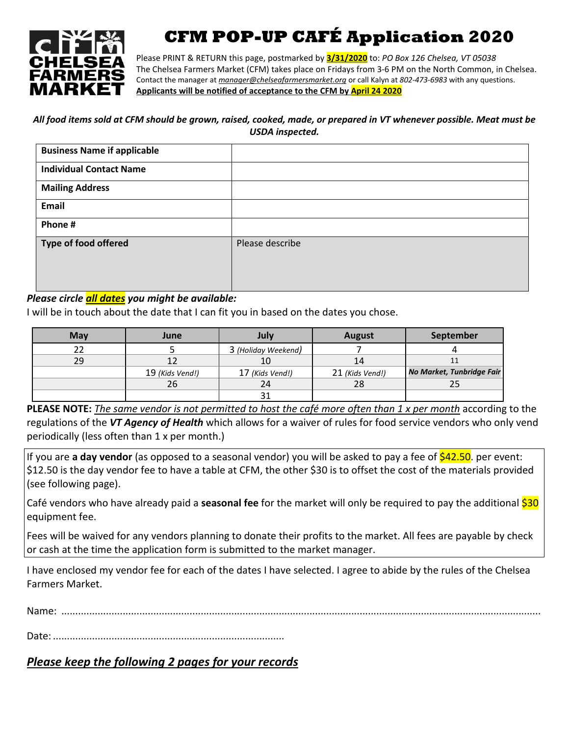# CFM POP-UP CAFÉ Application 2020

Please PRINT & RETURN this page, postmarked by **3/31/2020** to: *PO Box 126 Chelsea, VT 05038*
The Chelsea Farmers Market (CFM) takes place on Fridays from 3-6 PM on the North Common, in Chelsea.
Contact the manager at *manager@chelseafarmersmarket.org* or call Kalyn at *802-473-6983* with any questions.
**Applicants will be notified of acceptance to the CFM by April 24 2020**

***All food items sold at CFM should be grown, raised, cooked, made, or prepared in VT whenever possible. Meat must be USDA inspected.***

| | |
|---|---|
| **Business Name if applicable** | |
| **Individual Contact Name** | |
| **Mailing Address** | |
| **Email** | |
| **Phone #** | |
| **Type of food offered** | Please describe |

***Please circle all dates you might be available:***
I will be in touch about the date that I can fit you in based on the dates you chose.

| May | June | July | August | September |
|---|---|---|---|---|
| 22 | 5 | 3 *(Holiday Weekend)* | 7 | 4 |
| 29 | 12 | 10 | 14 | 11 |
| | 19 *(Kids Vend!)* | 17 *(Kids Vend!)* | 21 *(Kids Vend!)* | ***No Market, Tunbridge Fair*** |
| | 26 | 24 | 28 | 25 |
| | | 31 | | |

**PLEASE NOTE:** *The same vendor is not permitted to host the café more often than 1 x per month* according to the regulations of the ***VT Agency of Health*** which allows for a waiver of rules for food service vendors who only vend periodically (less often than 1 x per month.)

If you are **a day vendor** (as opposed to a seasonal vendor) you will be asked to pay a fee of $42.50. per event: $12.50 is the day vendor fee to have a table at CFM, the other $30 is to offset the cost of the materials provided (see following page).

Café vendors who have already paid a **seasonal fee** for the market will only be required to pay the additional $30 equipment fee.

Fees will be waived for any vendors planning to donate their profits to the market. All fees are payable by check or cash at the time the application form is submitted to the market manager.

I have enclosed my vendor fee for each of the dates I have selected. I agree to abide by the rules of the Chelsea Farmers Market.

Name: ..........................................................................................................................................................

Date: ..................................................................................

***Please keep the following 2 pages for your records***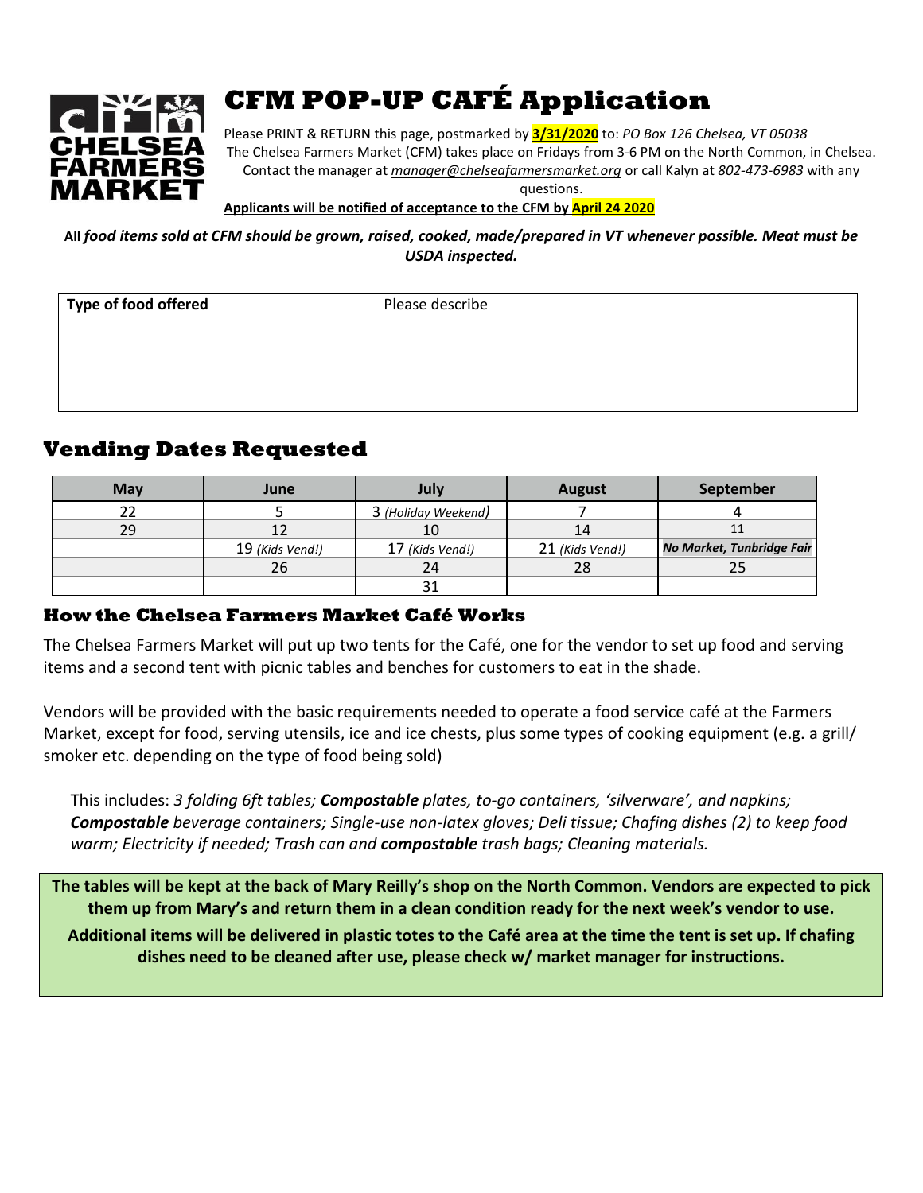# CFM POP-UP CAFÉ Application

Please PRINT & RETURN this page, postmarked by **3/31/2020** to: *PO Box 126 Chelsea, VT 05038*
The Chelsea Farmers Market (CFM) takes place on Fridays from 3-6 PM on the North Common, in Chelsea.
Contact the manager at *manager@chelseafarmersmarket.org* or call Kalyn at *802-473-6983* with any questions.

**Applicants will be notified of acceptance to the CFM by April 24 2020**

***All food items sold at CFM should be grown, raised, cooked, made/prepared in VT whenever possible. Meat must be USDA inspected.***

| **Type of food offered** | Please describe |
|---|---|
| | |

## Vending Dates Requested

| May | June | July | August | September |
|---|---|---|---|---|
| 22 | 5 | 3 *(Holiday Weekend)* | 7 | 4 |
| 29 | 12 | 10 | 14 | 11 |
| | 19 *(Kids Vend!)* | 17 *(Kids Vend!)* | 21 *(Kids Vend!)* | ***No Market, Tunbridge Fair*** |
| | 26 | 24 | 28 | 25 |
| | | 31 | | |

### How the Chelsea Farmers Market Café Works

The Chelsea Farmers Market will put up two tents for the Café, one for the vendor to set up food and serving items and a second tent with picnic tables and benches for customers to eat in the shade.

Vendors will be provided with the basic requirements needed to operate a food service café at the Farmers Market, except for food, serving utensils, ice and ice chests, plus some types of cooking equipment (e.g. a grill/ smoker etc. depending on the type of food being sold)

This includes: *3 folding 6ft tables;* ***Compostable*** *plates, to-go containers, 'silverware', and napkins;* ***Compostable*** *beverage containers; Single-use non-latex gloves; Deli tissue; Chafing dishes (2) to keep food warm; Electricity if needed; Trash can and* ***compostable*** *trash bags; Cleaning materials.*

**The tables will be kept at the back of Mary Reilly's shop on the North Common. Vendors are expected to pick them up from Mary's and return them in a clean condition ready for the next week's vendor to use.**

**Additional items will be delivered in plastic totes to the Café area at the time the tent is set up. If chafing dishes need to be cleaned after use, please check w/ market manager for instructions.**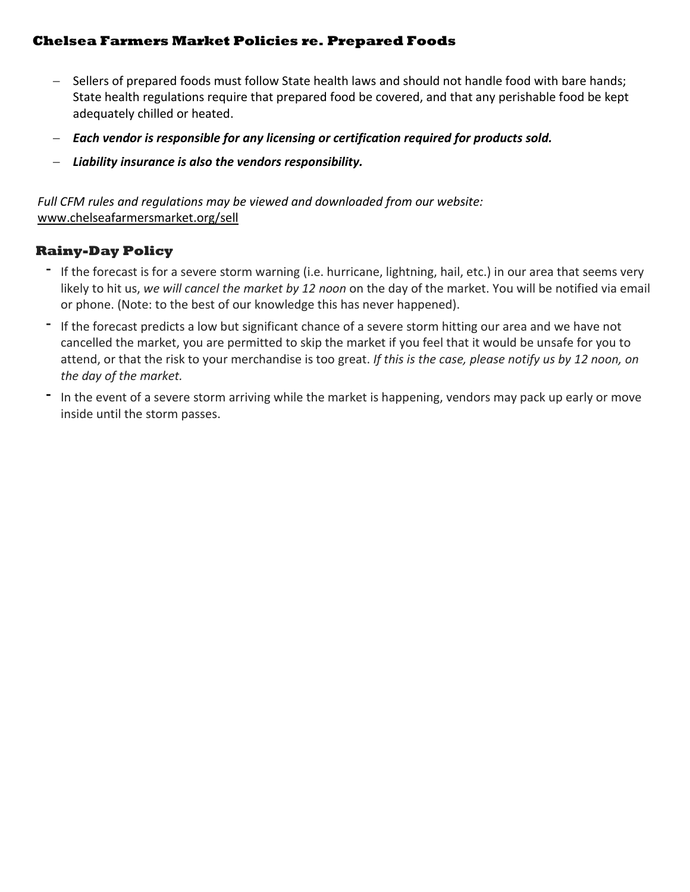## Chelsea Farmers Market Policies re. Prepared Foods

- Sellers of prepared foods must follow State health laws and should not handle food with bare hands; State health regulations require that prepared food be covered, and that any perishable food be kept adequately chilled or heated.
- ***Each vendor is responsible for any licensing or certification required for products sold.***
- ***Liability insurance is also the vendors responsibility.***

*Full CFM rules and regulations may be viewed and downloaded from our website:*
www.chelseafarmersmarket.org/sell

## Rainy-Day Policy

- If the forecast is for a severe storm warning (i.e. hurricane, lightning, hail, etc.) in our area that seems very likely to hit us, *we will cancel the market by 12 noon* on the day of the market. You will be notified via email or phone. (Note: to the best of our knowledge this has never happened).
- If the forecast predicts a low but significant chance of a severe storm hitting our area and we have not cancelled the market, you are permitted to skip the market if you feel that it would be unsafe for you to attend, or that the risk to your merchandise is too great. *If this is the case, please notify us by 12 noon, on the day of the market.*
- In the event of a severe storm arriving while the market is happening, vendors may pack up early or move inside until the storm passes.